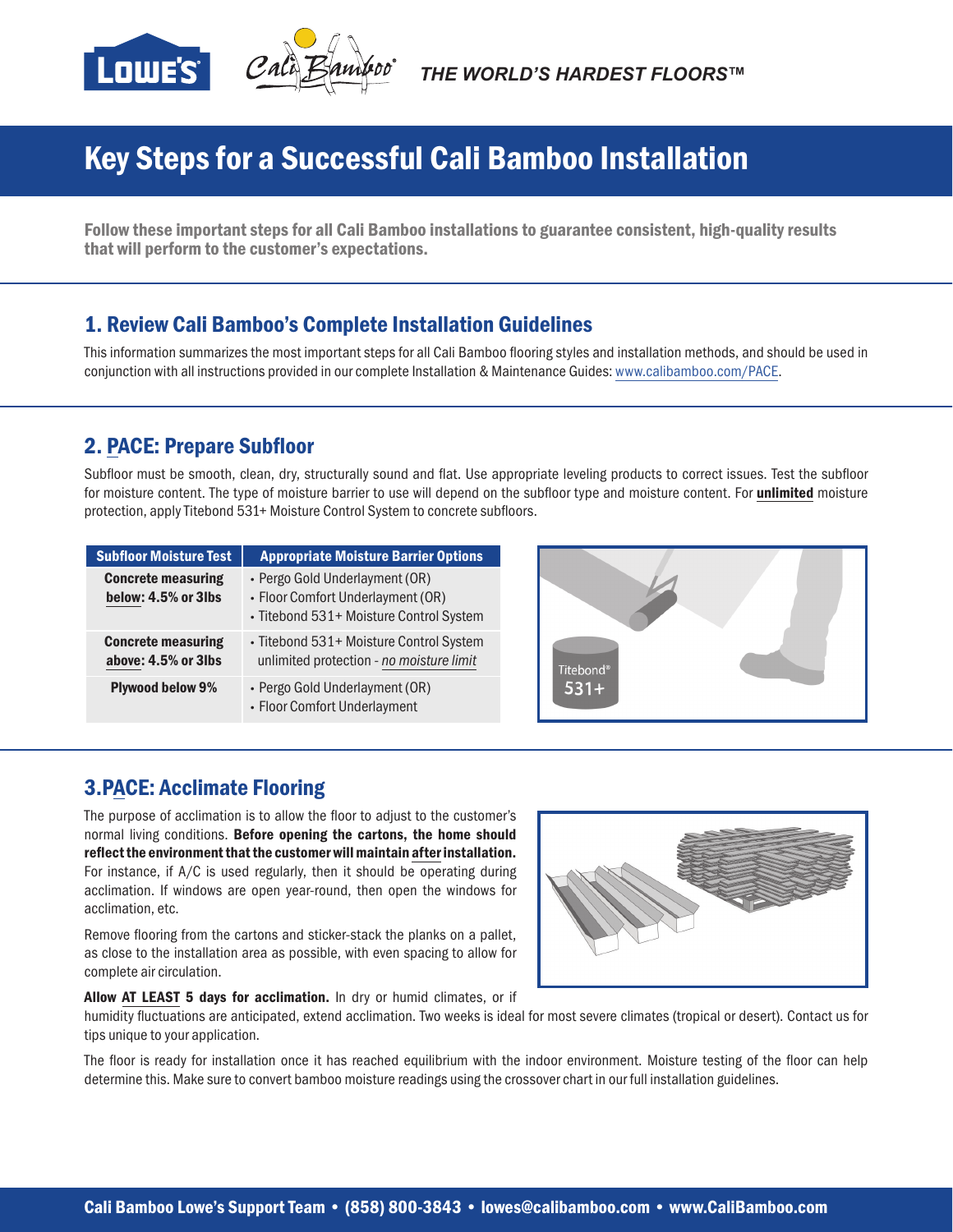THE WORLD'S HARDEST FLOORS™

# Key Steps for a Successful Cali Bamboo Installation

**Follow these important steps for all Cali Bamboo installations to guarantee consistent, high-quality results that will perform to the customer's expectations.**

## 1. Review Cali Bamboo's Complete Installation Guidelines

This information summarizes the most important steps for all Cali Bamboo flooring styles and installation methods, and should be used in conjunction with all instructions provided in our complete Installation & Maintenance Guides: www.calibamboo.com/PACE.

## 2. PACE: Prepare Subfloor

Subfloor must be smooth, clean, dry, structurally sound and flat. Use appropriate leveling products to correct issues. Test the subfloor for moisture content. The type of moisture barrier to use will depend on the subfloor type and moisture content. For **unlimited** moisture protection, apply Titebond 531+ Moisture Control System to concrete subfloors.

| Subfloor Moisture Test | Appropriate Moisture Barrier Options |
|---|---|
| **Concrete measuring below: 4.5% or 3lbs** | • Pergo Gold Underlayment (OR)<br>• Floor Comfort Underlayment (OR)<br>• Titebond 531+ Moisture Control System |
| **Concrete measuring above: 4.5% or 3lbs** | • Titebond 531+ Moisture Control System unlimited protection - *no moisture limit* |
| **Plywood below 9%** | • Pergo Gold Underlayment (OR)<br>• Floor Comfort Underlayment |

## 3. PACE: Acclimate Flooring

The purpose of acclimation is to allow the floor to adjust to the customer's normal living conditions. **Before opening the cartons, the home should reflect the environment that the customer will maintain after installation.** For instance, if A/C is used regularly, then it should be operating during acclimation. If windows are open year-round, then open the windows for acclimation, etc.

Remove flooring from the cartons and sticker-stack the planks on a pallet, as close to the installation area as possible, with even spacing to allow for complete air circulation.

**Allow AT LEAST 5 days for acclimation.** In dry or humid climates, or if humidity fluctuations are anticipated, extend acclimation. Two weeks is ideal for most severe climates (tropical or desert). Contact us for tips unique to your application.

The floor is ready for installation once it has reached equilibrium with the indoor environment. Moisture testing of the floor can help determine this. Make sure to convert bamboo moisture readings using the crossover chart in our full installation guidelines.

**Cali Bamboo Lowe's Support Team • (858) 800-3843 • lowes@calibamboo.com • www.CaliBamboo.com**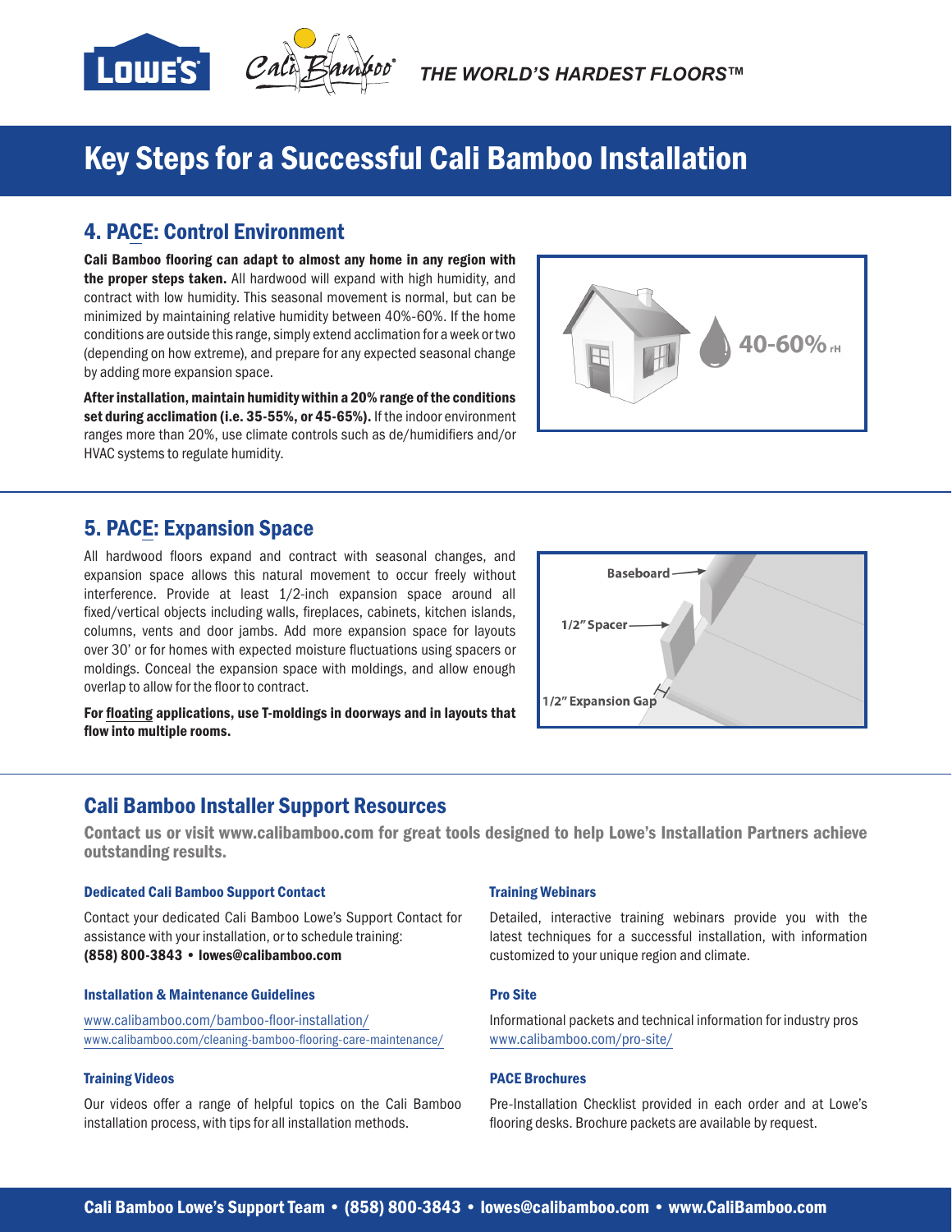*THE WORLD'S HARDEST FLOORS™*

# Key Steps for a Successful Cali Bamboo Installation

## 4. PACE: Control Environment

**Cali Bamboo flooring can adapt to almost any home in any region with the proper steps taken.** All hardwood will expand with high humidity, and contract with low humidity. This seasonal movement is normal, but can be minimized by maintaining relative humidity between 40%-60%. If the home conditions are outside this range, simply extend acclimation for a week or two (depending on how extreme), and prepare for any expected seasonal change by adding more expansion space.

**After installation, maintain humidity within a 20% range of the conditions set during acclimation (i.e. 35-55%, or 45-65%).** If the indoor environment ranges more than 20%, use climate controls such as de/humidifiers and/or HVAC systems to regulate humidity.

40-60% rH

## 5. PACE: Expansion Space

All hardwood floors expand and contract with seasonal changes, and expansion space allows this natural movement to occur freely without interference. Provide at least 1/2-inch expansion space around all fixed/vertical objects including walls, fireplaces, cabinets, kitchen islands, columns, vents and door jambs. Add more expansion space for layouts over 30' or for homes with expected moisture fluctuations using spacers or moldings. Conceal the expansion space with moldings, and allow enough overlap to allow for the floor to contract.

**For floating applications, use T-moldings in doorways and in layouts that flow into multiple rooms.**

Baseboard
1/2" Spacer
1/2" Expansion Gap

## Cali Bamboo Installer Support Resources

**Contact us or visit www.calibamboo.com for great tools designed to help Lowe's Installation Partners achieve outstanding results.**

### Dedicated Cali Bamboo Support Contact

Contact your dedicated Cali Bamboo Lowe's Support Contact for assistance with your installation, or to schedule training:
**(858) 800-3843 • lowes@calibamboo.com**

### Installation & Maintenance Guidelines

www.calibamboo.com/bamboo-floor-installation/
www.calibamboo.com/cleaning-bamboo-flooring-care-maintenance/

### Training Videos

Our videos offer a range of helpful topics on the Cali Bamboo installation process, with tips for all installation methods.

### Training Webinars

Detailed, interactive training webinars provide you with the latest techniques for a successful installation, with information customized to your unique region and climate.

### Pro Site

Informational packets and technical information for industry pros
www.calibamboo.com/pro-site/

### PACE Brochures

Pre-Installation Checklist provided in each order and at Lowe's flooring desks. Brochure packets are available by request.

**Cali Bamboo Lowe's Support Team • (858) 800-3843 • lowes@calibamboo.com • www.CaliBamboo.com**